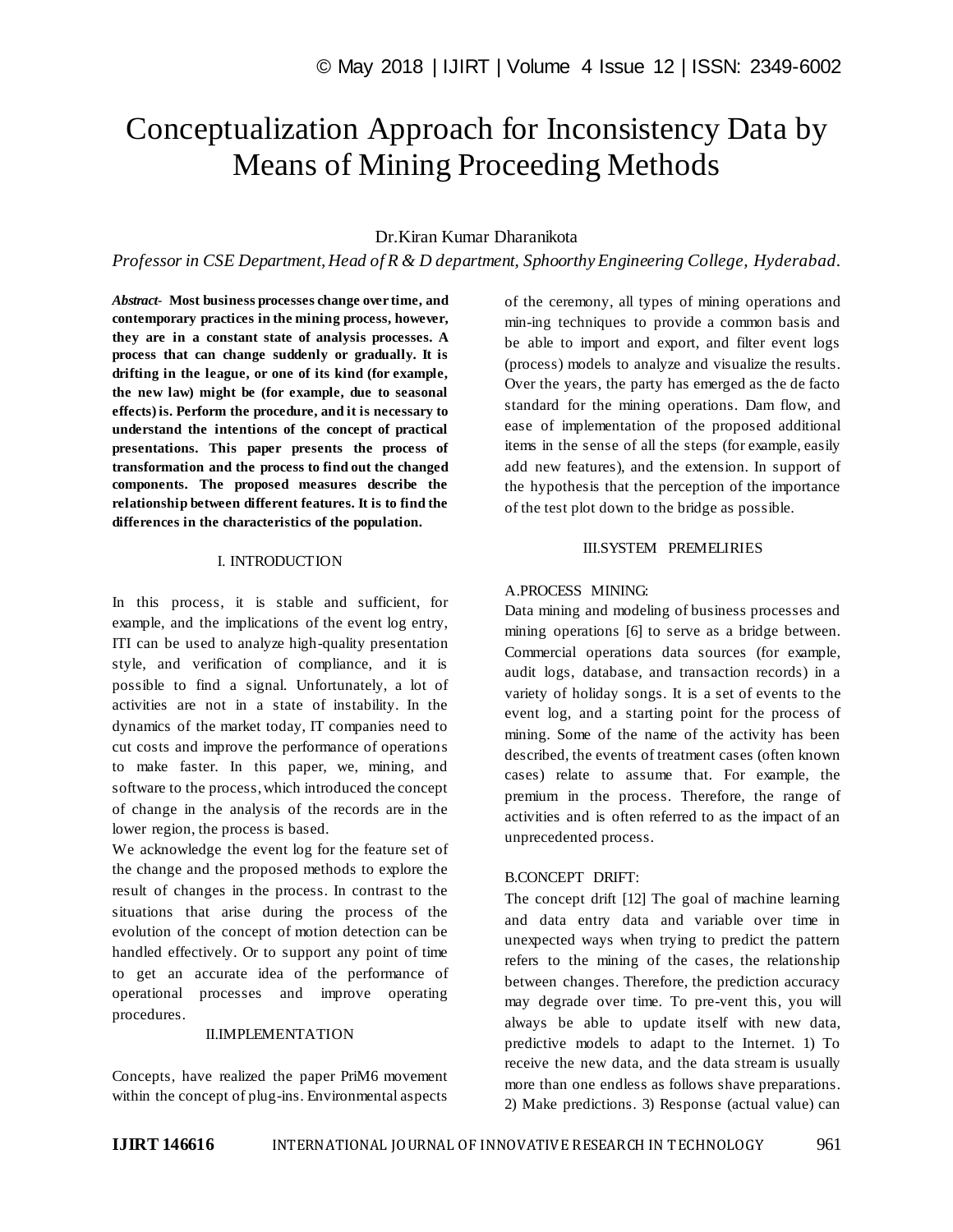# Conceptualization Approach for Inconsistency Data by Means of Mining Proceeding Methods

Dr.Kiran Kumar Dharanikota

*Professor in CSE Department, Head of R & D department, Sphoorthy Engineering College, Hyderabad.*

***Abstract***- **Most business processes change over time, and contemporary practices in the mining process, however, they are in a constant state of analysis processes. A process that can change suddenly or gradually. It is drifting in the league, or one of its kind (for example, the new law) might be (for example, due to seasonal effects) is. Perform the procedure, and it is necessary to understand the intentions of the concept of practical presentations. This paper presents the process of transformation and the process to find out the changed components. The proposed measures describe the relationship between different features. It is to find the differences in the characteristics of the population.**

## I. INTRODUCTION

In this process, it is stable and sufficient, for example, and the implications of the event log entry, ITI can be used to analyze high-quality presentation style, and verification of compliance, and it is possible to find a signal. Unfortunately, a lot of activities are not in a state of instability. In the dynamics of the market today, IT companies need to cut costs and improve the performance of operations to make faster. In this paper, we, mining, and software to the process, which introduced the concept of change in the analysis of the records are in the lower region, the process is based.

We acknowledge the event log for the feature set of the change and the proposed methods to explore the result of changes in the process. In contrast to the situations that arise during the process of the evolution of the concept of motion detection can be handled effectively. Or to support any point of time to get an accurate idea of the performance of operational processes and improve operating procedures.

## II.IMPLEMENTATION

Concepts, have realized the paper PriM6 movement within the concept of plug-ins. Environmental aspects of the ceremony, all types of mining operations and min-ing techniques to provide a common basis and be able to import and export, and filter event logs (process) models to analyze and visualize the results. Over the years, the party has emerged as the de facto standard for the mining operations. Dam flow, and ease of implementation of the proposed additional items in the sense of all the steps (for example, easily add new features), and the extension. In support of the hypothesis that the perception of the importance of the test plot down to the bridge as possible.

## III.SYSTEM PREMELIRIES

### A.PROCESS MINING:

Data mining and modeling of business processes and mining operations [6] to serve as a bridge between. Commercial operations data sources (for example, audit logs, database, and transaction records) in a variety of holiday songs. It is a set of events to the event log, and a starting point for the process of mining. Some of the name of the activity has been described, the events of treatment cases (often known cases) relate to assume that. For example, the premium in the process. Therefore, the range of activities and is often referred to as the impact of an unprecedented process.

### B.CONCEPT DRIFT:

The concept drift [12] The goal of machine learning and data entry data and variable over time in unexpected ways when trying to predict the pattern refers to the mining of the cases, the relationship between changes. Therefore, the prediction accuracy may degrade over time. To pre-vent this, you will always be able to update itself with new data, predictive models to adapt to the Internet. 1) To receive the new data, and the data stream is usually more than one endless as follows shave preparations. 2) Make predictions. 3) Response (actual value) can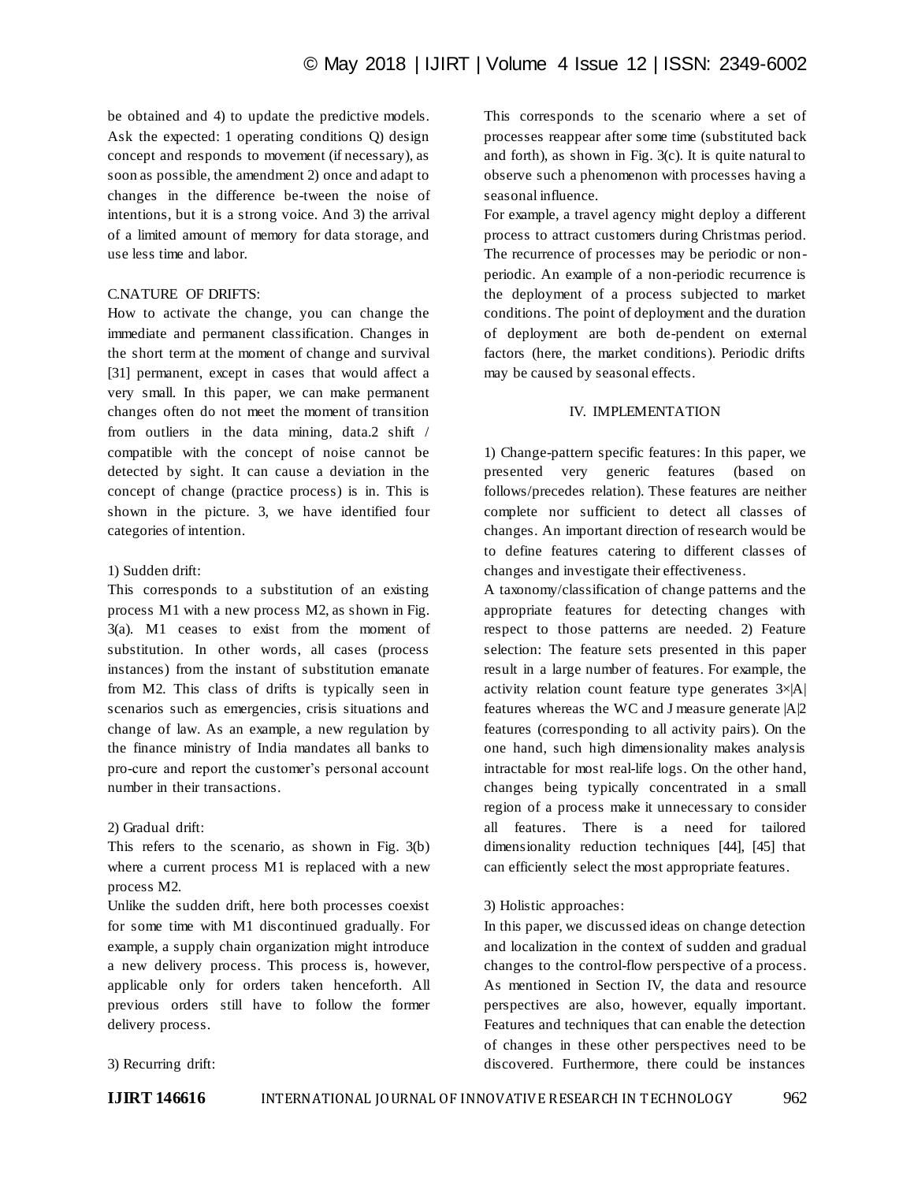be obtained and 4) to update the predictive models. Ask the expected: 1 operating conditions Q) design concept and responds to movement (if necessary), as soon as possible, the amendment 2) once and adapt to changes in the difference be-tween the noise of intentions, but it is a strong voice. And 3) the arrival of a limited amount of memory for data storage, and use less time and labor.

### C.NATURE OF DRIFTS:

How to activate the change, you can change the immediate and permanent classification. Changes in the short term at the moment of change and survival [31] permanent, except in cases that would affect a very small. In this paper, we can make permanent changes often do not meet the moment of transition from outliers in the data mining, data.2 shift / compatible with the concept of noise cannot be detected by sight. It can cause a deviation in the concept of change (practice process) is in. This is shown in the picture. 3, we have identified four categories of intention.

#### 1) Sudden drift:

This corresponds to a substitution of an existing process M1 with a new process M2, as shown in Fig. 3(a). M1 ceases to exist from the moment of substitution. In other words, all cases (process instances) from the instant of substitution emanate from M2. This class of drifts is typically seen in scenarios such as emergencies, crisis situations and change of law. As an example, a new regulation by the finance ministry of India mandates all banks to pro-cure and report the customer's personal account number in their transactions.

#### 2) Gradual drift:

This refers to the scenario, as shown in Fig. 3(b) where a current process M1 is replaced with a new process M2.

Unlike the sudden drift, here both processes coexist for some time with M1 discontinued gradually. For example, a supply chain organization might introduce a new delivery process. This process is, however, applicable only for orders taken henceforth. All previous orders still have to follow the former delivery process.

#### 3) Recurring drift:

This corresponds to the scenario where a set of processes reappear after some time (substituted back and forth), as shown in Fig. 3(c). It is quite natural to observe such a phenomenon with processes having a seasonal influence.

For example, a travel agency might deploy a different process to attract customers during Christmas period. The recurrence of processes may be periodic or non-periodic. An example of a non-periodic recurrence is the deployment of a process subjected to market conditions. The point of deployment and the duration of deployment are both de-pendent on external factors (here, the market conditions). Periodic drifts may be caused by seasonal effects.

## IV. IMPLEMENTATION

1) Change-pattern specific features: In this paper, we presented very generic features (based on follows/precedes relation). These features are neither complete nor sufficient to detect all classes of changes. An important direction of research would be to define features catering to different classes of changes and investigate their effectiveness.

A taxonomy/classification of change patterns and the appropriate features for detecting changes with respect to those patterns are needed. 2) Feature selection: The feature sets presented in this paper result in a large number of features. For example, the activity relation count feature type generates $3\times|A|$ features whereas the WC and J measure generate $|A|2$ features (corresponding to all activity pairs). On the one hand, such high dimensionality makes analysis intractable for most real-life logs. On the other hand, changes being typically concentrated in a small region of a process make it unnecessary to consider all features. There is a need for tailored dimensionality reduction techniques [44], [45] that can efficiently select the most appropriate features.

#### 3) Holistic approaches:

In this paper, we discussed ideas on change detection and localization in the context of sudden and gradual changes to the control-flow perspective of a process. As mentioned in Section IV, the data and resource perspectives are also, however, equally important. Features and techniques that can enable the detection of changes in these other perspectives need to be discovered. Furthermore, there could be instances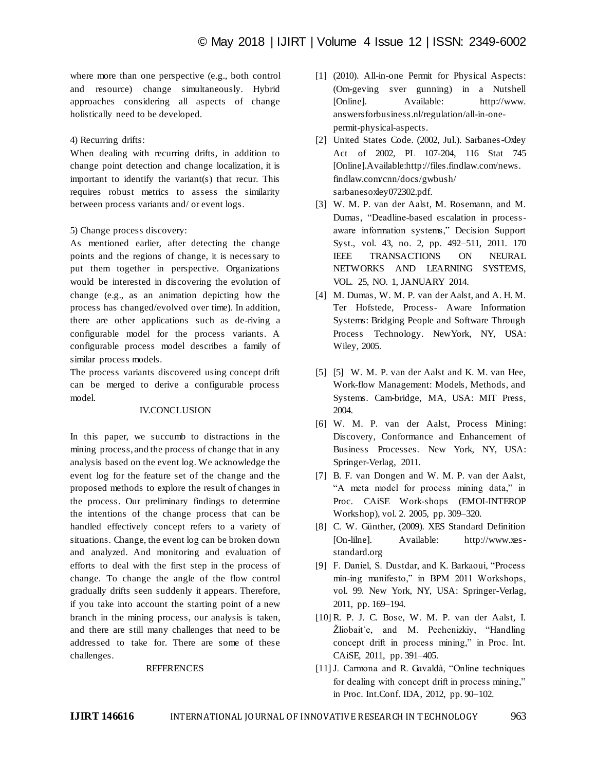where more than one perspective (e.g., both control and resource) change simultaneously. Hybrid approaches considering all aspects of change holistically need to be developed.

4) Recurring drifts:

When dealing with recurring drifts, in addition to change point detection and change localization, it is important to identify the variant(s) that recur. This requires robust metrics to assess the similarity between process variants and/ or event logs.

5) Change process discovery:

As mentioned earlier, after detecting the change points and the regions of change, it is necessary to put them together in perspective. Organizations would be interested in discovering the evolution of change (e.g., as an animation depicting how the process has changed/evolved over time). In addition, there are other applications such as de-riving a configurable model for the process variants. A configurable process model describes a family of similar process models.

The process variants discovered using concept drift can be merged to derive a configurable process model.

## IV.CONCLUSION

In this paper, we succumb to distractions in the mining process, and the process of change that in any analysis based on the event log. We acknowledge the event log for the feature set of the change and the proposed methods to explore the result of changes in the process. Our preliminary findings to determine the intentions of the change process that can be handled effectively concept refers to a variety of situations. Change, the event log can be broken down and analyzed. And monitoring and evaluation of efforts to deal with the first step in the process of change. To change the angle of the flow control gradually drifts seen suddenly it appears. Therefore, if you take into account the starting point of a new branch in the mining process, our analysis is taken, and there are still many challenges that need to be addressed to take for. There are some of these challenges.

## REFERENCES

[1] (2010). All-in-one Permit for Physical Aspects: (Om-geving sver gunning) in a Nutshell [Online]. Available: http://www. answersforbusiness.nl/regulation/all-in-one-permit-physical-aspects.

[2] United States Code. (2002, Jul.). Sarbanes-Oxley Act of 2002, PL 107-204, 116 Stat 745 [Online].Available:http://files.findlaw.com/news. findlaw.com/cnn/docs/gwbush/ sarbanesoxley072302.pdf.

[3] W. M. P. van der Aalst, M. Rosemann, and M. Dumas, "Deadline-based escalation in process-aware information systems," Decision Support Syst., vol. 43, no. 2, pp. 492–511, 2011. 170 IEEE TRANSACTIONS ON NEURAL NETWORKS AND LEARNING SYSTEMS, VOL. 25, NO. 1, JANUARY 2014.

[4] M. Dumas, W. M. P. van der Aalst, and A. H. M. Ter Hofstede, Process- Aware Information Systems: Bridging People and Software Through Process Technology. NewYork, NY, USA: Wiley, 2005.

[5] [5] W. M. P. van der Aalst and K. M. van Hee, Work-flow Management: Models, Methods, and Systems. Cam-bridge, MA, USA: MIT Press, 2004.

[6] W. M. P. van der Aalst, Process Mining: Discovery, Conformance and Enhancement of Business Processes. New York, NY, USA: Springer-Verlag, 2011.

[7] B. F. van Dongen and W. M. P. van der Aalst, "A meta model for process mining data," in Proc. CAiSE Work-shops (EMOI-INTEROP Workshop), vol. 2. 2005, pp. 309–320.

[8] C. W. Günther, (2009). XES Standard Definition [On-lilne]. Available: http://www.xes-standard.org

[9] F. Daniel, S. Dustdar, and K. Barkaoui, "Process min-ing manifesto," in BPM 2011 Workshops, vol. 99. New York, NY, USA: Springer-Verlag, 2011, pp. 169–194.

[10] R. P. J. C. Bose, W. M. P. van der Aalst, I. Žliobait˙e, and M. Pechenizkiy, "Handling concept drift in process mining," in Proc. Int. CAiSE, 2011, pp. 391–405.

[11] J. Carmona and R. Gavaldà, "Online techniques for dealing with concept drift in process mining," in Proc. Int.Conf. IDA, 2012, pp. 90–102.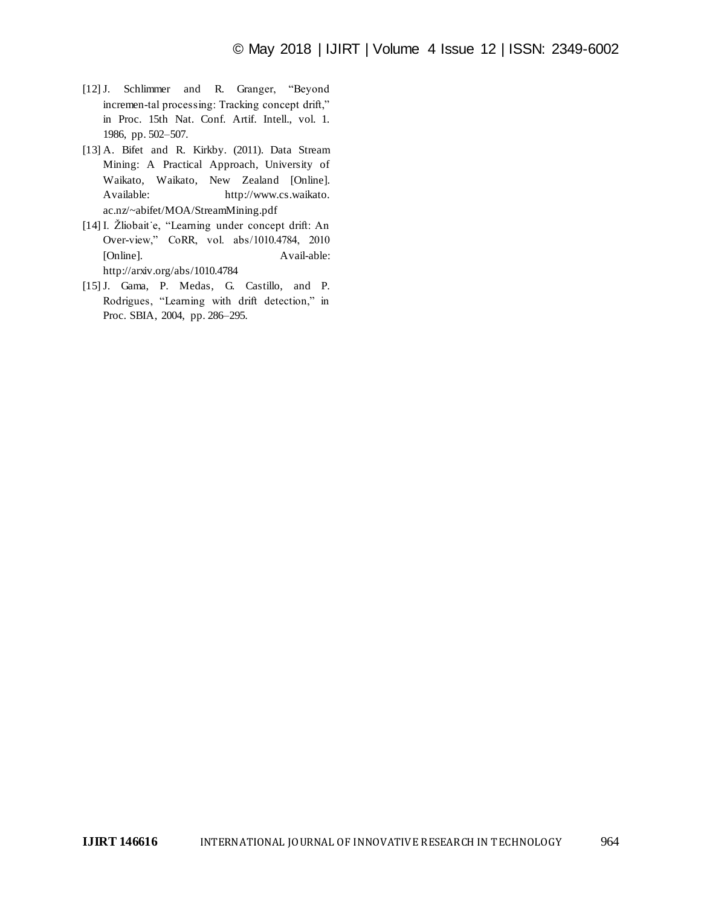[12] J. Schlimmer and R. Granger, "Beyond incremen-tal processing: Tracking concept drift," in Proc. 15th Nat. Conf. Artif. Intell., vol. 1. 1986, pp. 502–507.

[13] A. Bifet and R. Kirkby. (2011). Data Stream Mining: A Practical Approach, University of Waikato, Waikato, New Zealand [Online]. Available: http://www.cs.waikato.ac.nz/~abifet/MOA/StreamMining.pdf

[14] I. Žliobait˙e, "Learning under concept drift: An Over-view," CoRR, vol. abs/1010.4784, 2010 [Online]. Avail-able: http://arxiv.org/abs/1010.4784

[15] J. Gama, P. Medas, G. Castillo, and P. Rodrigues, "Learning with drift detection," in Proc. SBIA, 2004, pp. 286–295.